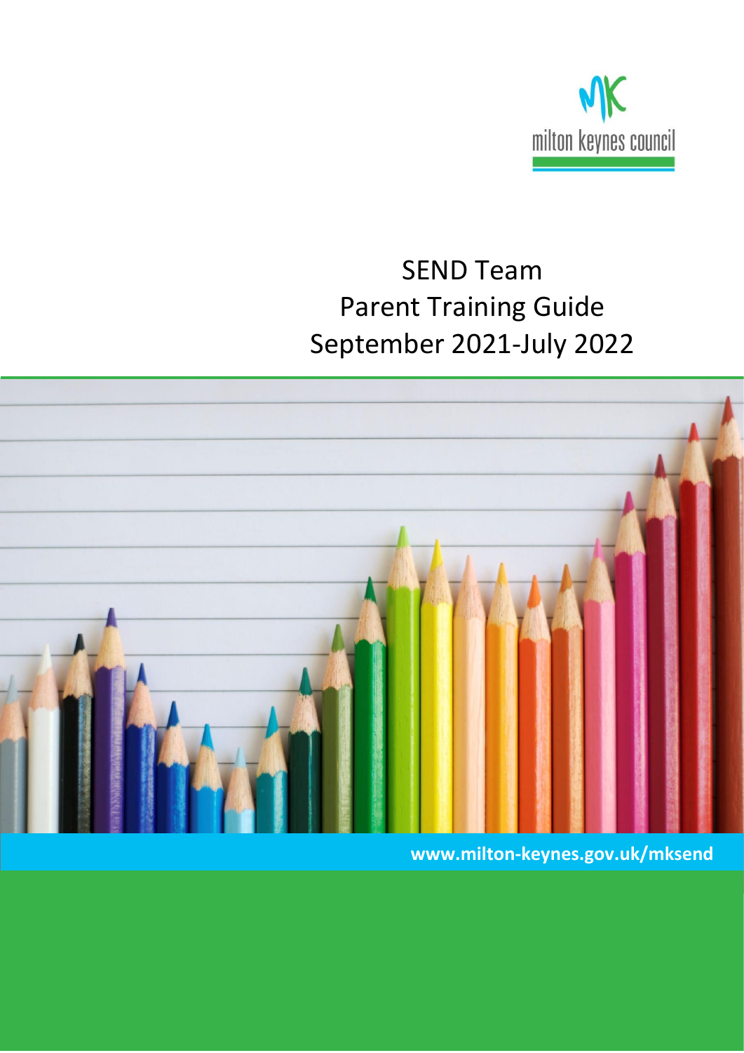milton keynes council

# SEND Team
# Parent Training Guide
# September 2021-July 2022

**www.milton-keynes.gov.uk/mksend**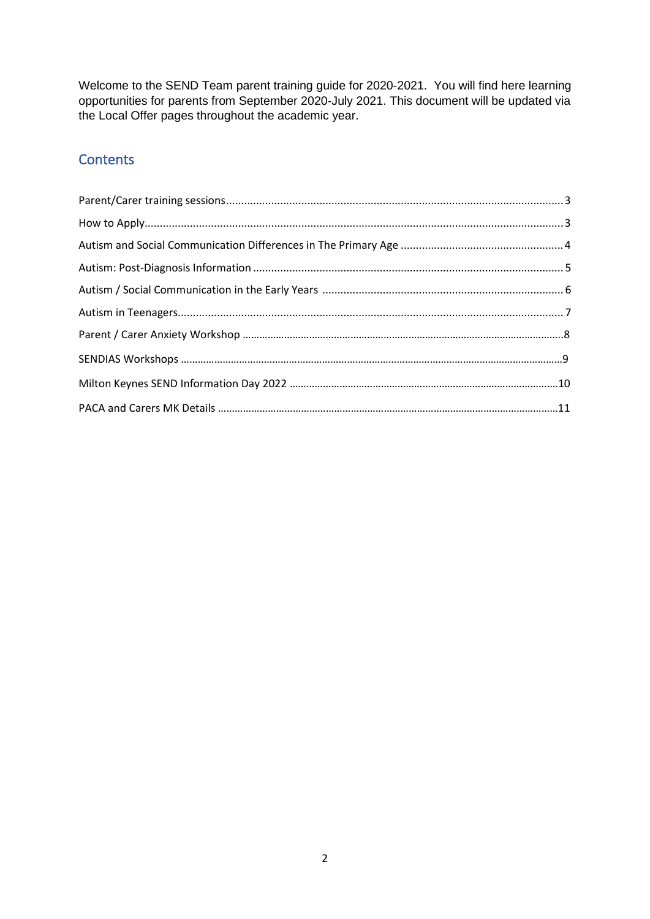Welcome to the SEND Team parent training guide for 2020-2021. You will find here learning opportunities for parents from September 2020-July 2021. This document will be updated via the Local Offer pages throughout the academic year.

## Contents

- Parent/Carer training sessions ........ 3
- How to Apply ........ 3
- Autism and Social Communication Differences in The Primary Age ........ 4
- Autism: Post-Diagnosis Information ........ 5
- Autism / Social Communication in the Early Years ........ 6
- Autism in Teenagers ........ 7
- Parent / Carer Anxiety Workshop ........ 8
- SENDIAS Workshops ........ 9
- Milton Keynes SEND Information Day 2022 ........ 10
- PACA and Carers MK Details ........ 11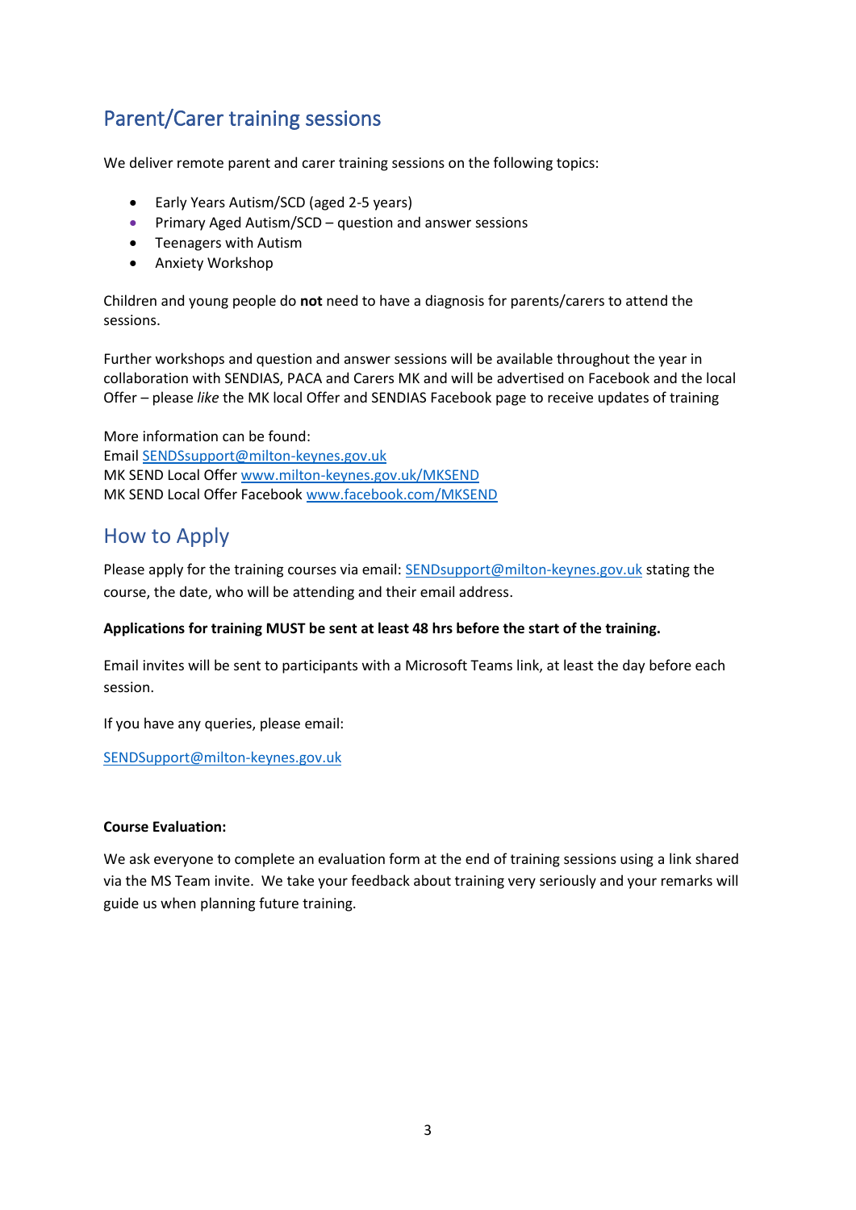## Parent/Carer training sessions

We deliver remote parent and carer training sessions on the following topics:

- Early Years Autism/SCD (aged 2-5 years)
- Primary Aged Autism/SCD – question and answer sessions
- Teenagers with Autism
- Anxiety Workshop

Children and young people do **not** need to have a diagnosis for parents/carers to attend the sessions.

Further workshops and question and answer sessions will be available throughout the year in collaboration with SENDIAS, PACA and Carers MK and will be advertised on Facebook and the local Offer – please *like* the MK local Offer and SENDIAS Facebook page to receive updates of training

More information can be found:
Email SENDSsupport@milton-keynes.gov.uk
MK SEND Local Offer www.milton-keynes.gov.uk/MKSEND
MK SEND Local Offer Facebook www.facebook.com/MKSEND

## How to Apply

Please apply for the training courses via email: SENDsupport@milton-keynes.gov.uk stating the course, the date, who will be attending and their email address.

**Applications for training MUST be sent at least 48 hrs before the start of the training.**

Email invites will be sent to participants with a Microsoft Teams link, at least the day before each session.

If you have any queries, please email:

SENDSupport@milton-keynes.gov.uk

**Course Evaluation:**

We ask everyone to complete an evaluation form at the end of training sessions using a link shared via the MS Team invite. We take your feedback about training very seriously and your remarks will guide us when planning future training.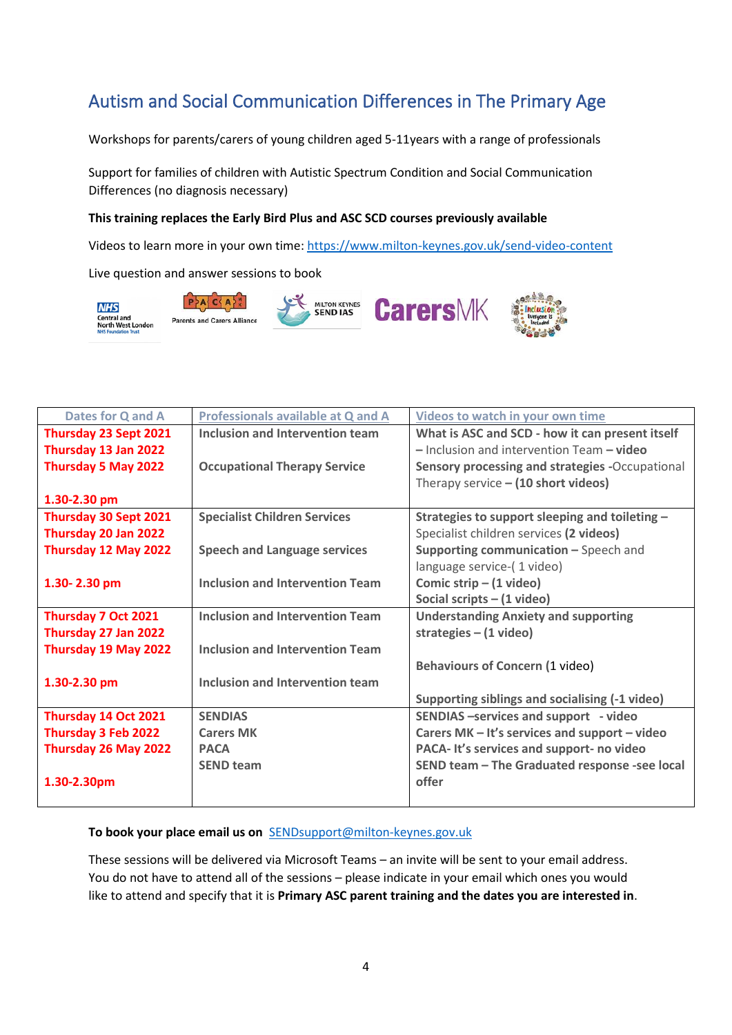## Autism and Social Communication Differences in The Primary Age

Workshops for parents/carers of young children aged 5-11years with a range of professionals

Support for families of children with Autistic Spectrum Condition and Social Communication Differences (no diagnosis necessary)

**This training replaces the Early Bird Plus and ASC SCD courses previously available**

Videos to learn more in your own time: https://www.milton-keynes.gov.uk/send-video-content

Live question and answer sessions to book

| Dates for Q and A | Professionals available at Q and A | Videos to watch in your own time |
|---|---|---|
| **Thursday 23 Sept 2021**<br>**Thursday 13 Jan 2022**<br>**Thursday 5 May 2022**<br><br>**1.30-2.30 pm** | **Inclusion and Intervention team**<br><br>**Occupational Therapy Service** | **What is ASC and SCD - how it can present itself** – Inclusion and intervention Team **– video**<br>**Sensory processing and strategies** -Occupational Therapy service **– (10 short videos)** |
| **Thursday 30 Sept 2021**<br>**Thursday 20 Jan 2022**<br>**Thursday 12 May 2022**<br><br>**1.30- 2.30 pm** | **Specialist Children Services**<br><br>**Speech and Language services**<br><br>**Inclusion and Intervention Team** | **Strategies to support sleeping and toileting –** Specialist children services **(2 videos)**<br>**Supporting communication –** Speech and language service-( 1 video)<br>**Comic strip – (1 video)**<br>**Social scripts – (1 video)** |
| **Thursday 7 Oct 2021**<br>**Thursday 27 Jan 2022**<br>**Thursday 19 May 2022**<br><br>**1.30-2.30 pm** | **Inclusion and Intervention Team**<br><br>**Inclusion and Intervention Team**<br><br>**Inclusion and Intervention team** | **Understanding Anxiety and supporting strategies – (1 video)**<br><br>**Behaviours of Concern** (1 video)<br><br>**Supporting siblings and socialising (-1 video)** |
| **Thursday 14 Oct 2021**<br>**Thursday 3 Feb 2022**<br>**Thursday 26 May 2022**<br><br>**1.30-2.30pm** | **SENDIAS**<br>**Carers MK**<br>**PACA**<br>**SEND team** | **SENDIAS –services and support - video**<br>**Carers MK – It's services and support – video**<br>**PACA- It's services and support- no video**<br>**SEND team – The Graduated response -see local offer** |

**To book your place email us on** SENDsupport@milton-keynes.gov.uk

These sessions will be delivered via Microsoft Teams – an invite will be sent to your email address. You do not have to attend all of the sessions – please indicate in your email which ones you would like to attend and specify that it is **Primary ASC parent training and the dates you are interested in**.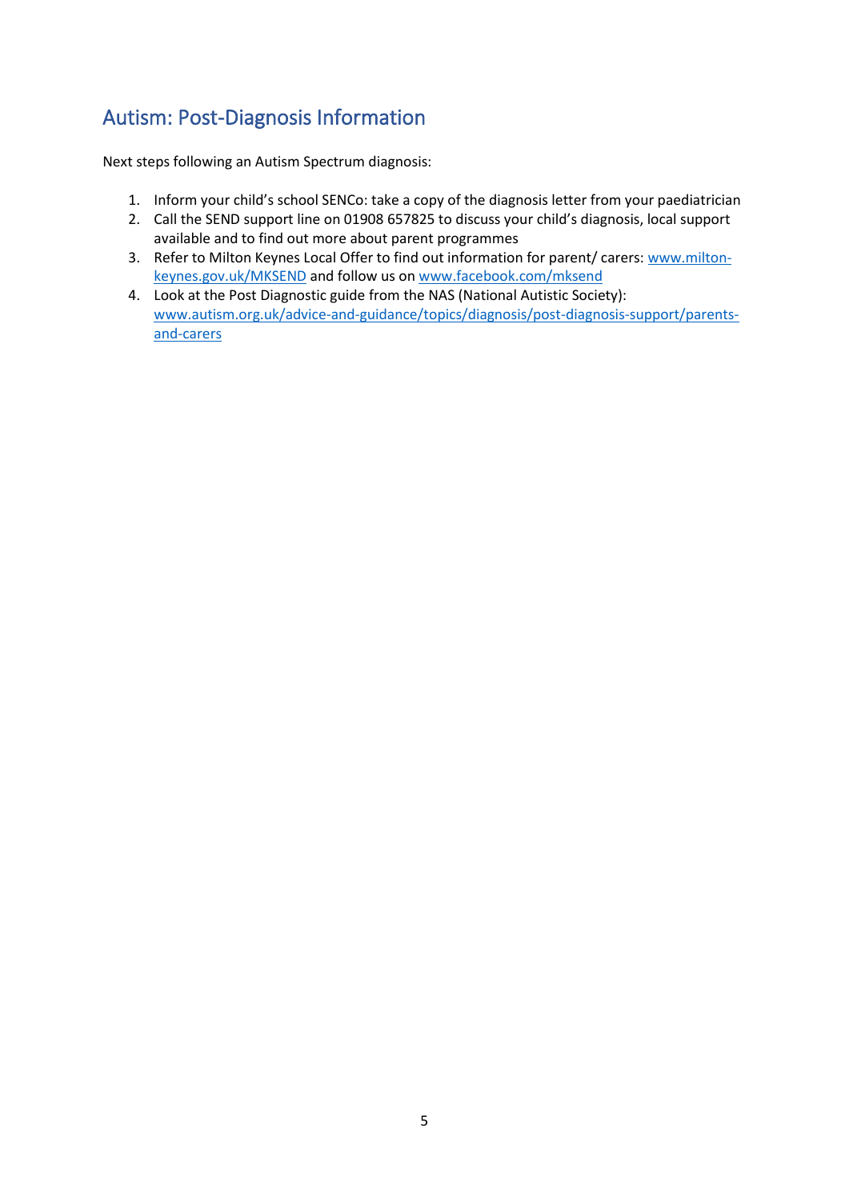## Autism: Post-Diagnosis Information

Next steps following an Autism Spectrum diagnosis:

1. Inform your child's school SENCo: take a copy of the diagnosis letter from your paediatrician
2. Call the SEND support line on 01908 657825 to discuss your child's diagnosis, local support available and to find out more about parent programmes
3. Refer to Milton Keynes Local Offer to find out information for parent/ carers: [www.milton-keynes.gov.uk/MKSEND](http://www.milton-keynes.gov.uk/MKSEND) and follow us on [www.facebook.com/mksend](http://www.facebook.com/mksend)
4. Look at the Post Diagnostic guide from the NAS (National Autistic Society): [www.autism.org.uk/advice-and-guidance/topics/diagnosis/post-diagnosis-support/parents-and-carers](http://www.autism.org.uk/advice-and-guidance/topics/diagnosis/post-diagnosis-support/parents-and-carers)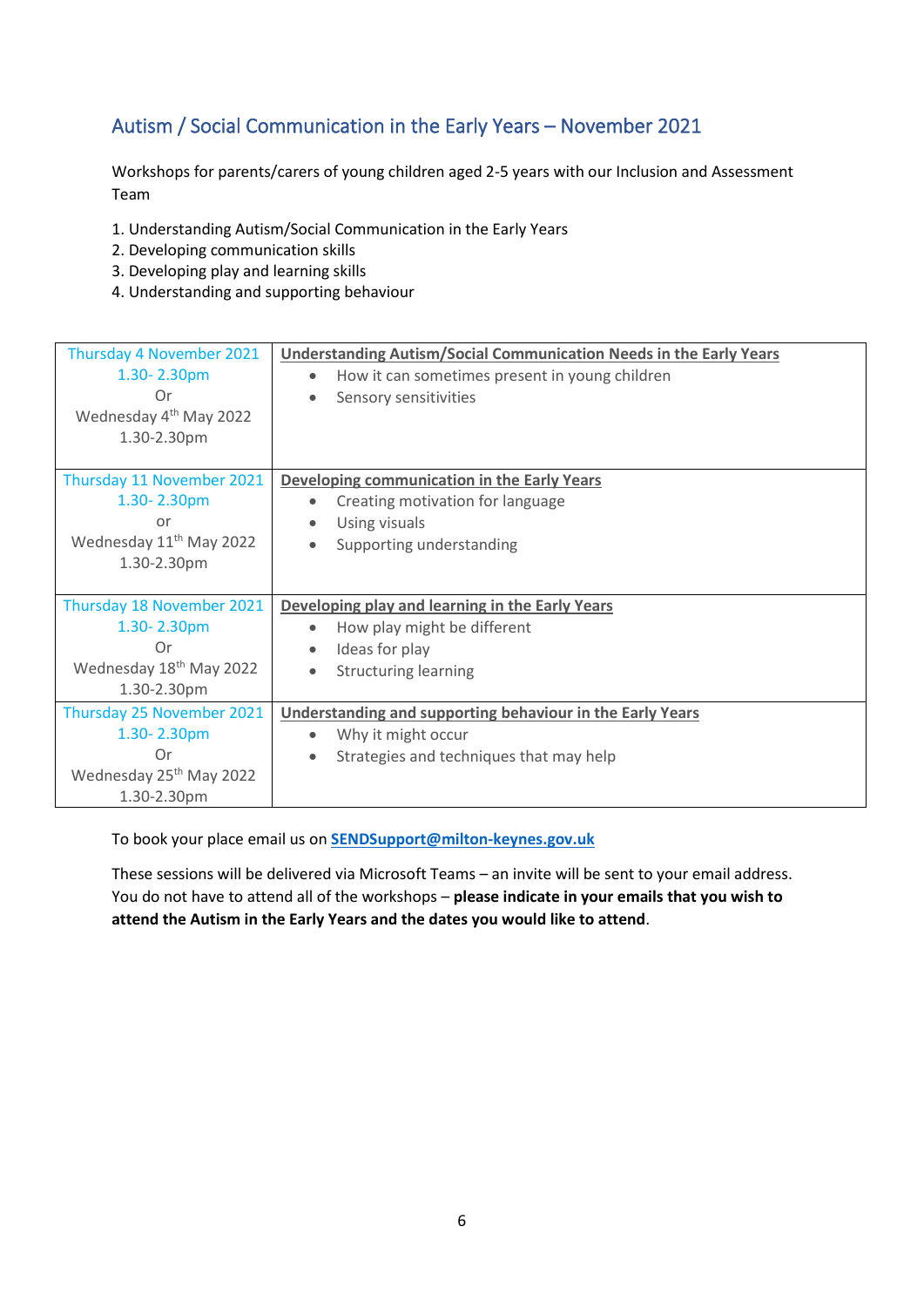## Autism / Social Communication in the Early Years – November 2021

Workshops for parents/carers of young children aged 2-5 years with our Inclusion and Assessment Team

1. Understanding Autism/Social Communication in the Early Years
2. Developing communication skills
3. Developing play and learning skills
4. Understanding and supporting behaviour

| Date | Workshop |
|---|---|
| Thursday 4 November 2021<br>1.30- 2.30pm<br>Or<br>Wednesday 4th May 2022<br>1.30-2.30pm | **Understanding Autism/Social Communication Needs in the Early Years**<br>• How it can sometimes present in young children<br>• Sensory sensitivities |
| Thursday 11 November 2021<br>1.30- 2.30pm<br>or<br>Wednesday 11th May 2022<br>1.30-2.30pm | **Developing communication in the Early Years**<br>• Creating motivation for language<br>• Using visuals<br>• Supporting understanding |
| Thursday 18 November 2021<br>1.30- 2.30pm<br>Or<br>Wednesday 18th May 2022<br>1.30-2.30pm | **Developing play and learning in the Early Years**<br>• How play might be different<br>• Ideas for play<br>• Structuring learning |
| Thursday 25 November 2021<br>1.30- 2.30pm<br>Or<br>Wednesday 25th May 2022<br>1.30-2.30pm | **Understanding and supporting behaviour in the Early Years**<br>• Why it might occur<br>• Strategies and techniques that may help |

To book your place email us on **SENDSupport@milton-keynes.gov.uk**

These sessions will be delivered via Microsoft Teams – an invite will be sent to your email address. You do not have to attend all of the workshops – **please indicate in your emails that you wish to attend the Autism in the Early Years and the dates you would like to attend**.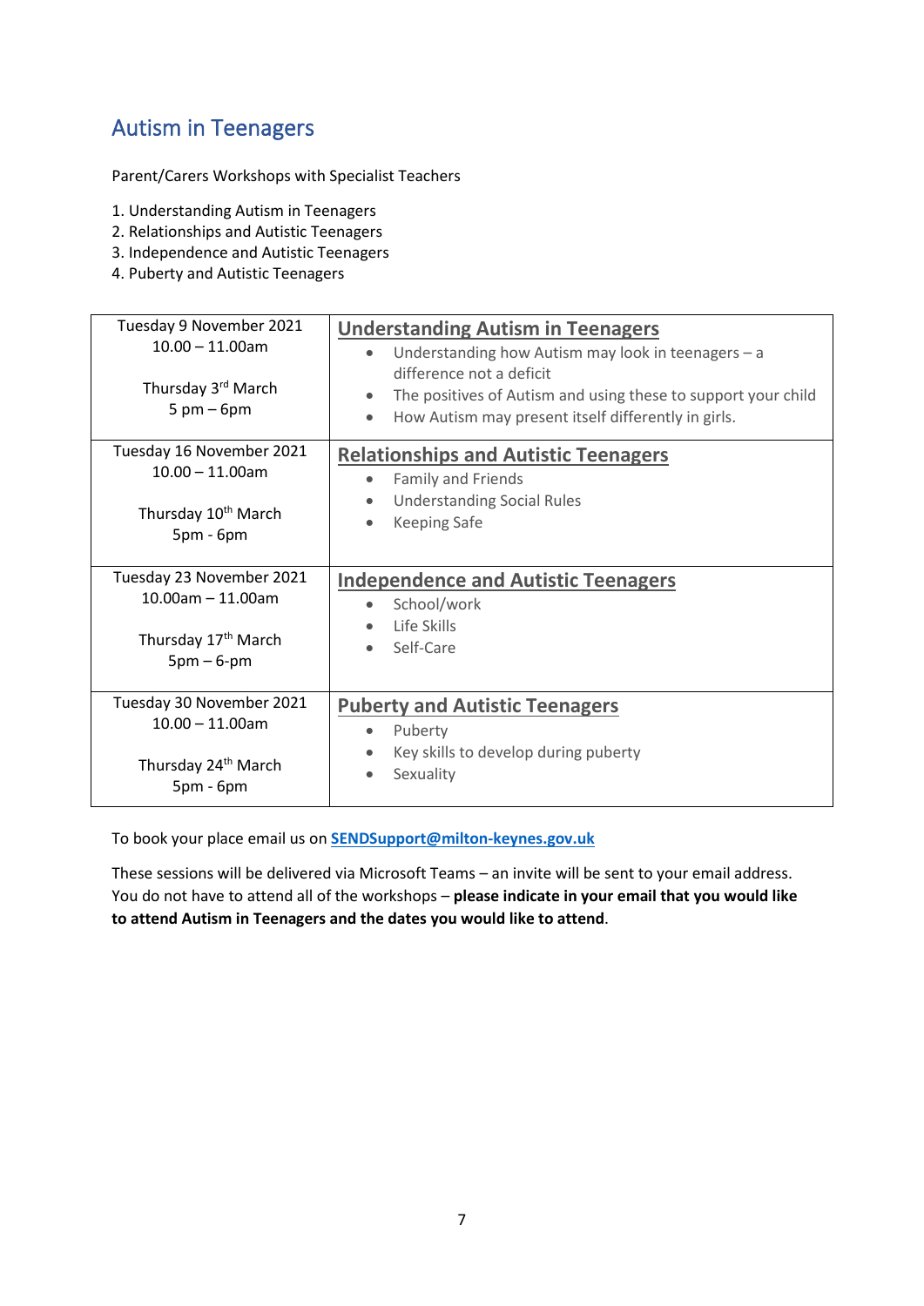## Autism in Teenagers

Parent/Carers Workshops with Specialist Teachers

1. Understanding Autism in Teenagers
2. Relationships and Autistic Teenagers
3. Independence and Autistic Teenagers
4. Puberty and Autistic Teenagers

| Dates | Workshop |
|---|---|
| Tuesday 9 November 2021<br>10.00 – 11.00am<br><br>Thursday 3rd March<br>5 pm – 6pm | **Understanding Autism in Teenagers**<br>• Understanding how Autism may look in teenagers – a difference not a deficit<br>• The positives of Autism and using these to support your child<br>• How Autism may present itself differently in girls. |
| Tuesday 16 November 2021<br>10.00 – 11.00am<br><br>Thursday 10th March<br>5pm - 6pm | **Relationships and Autistic Teenagers**<br>• Family and Friends<br>• Understanding Social Rules<br>• Keeping Safe |
| Tuesday 23 November 2021<br>10.00am – 11.00am<br><br>Thursday 17th March<br>5pm – 6-pm | **Independence and Autistic Teenagers**<br>• School/work<br>• Life Skills<br>• Self-Care |
| Tuesday 30 November 2021<br>10.00 – 11.00am<br><br>Thursday 24th March<br>5pm - 6pm | **Puberty and Autistic Teenagers**<br>• Puberty<br>• Key skills to develop during puberty<br>• Sexuality |

To book your place email us on **SENDSupport@milton-keynes.gov.uk**

These sessions will be delivered via Microsoft Teams – an invite will be sent to your email address. You do not have to attend all of the workshops – **please indicate in your email that you would like to attend Autism in Teenagers and the dates you would like to attend**.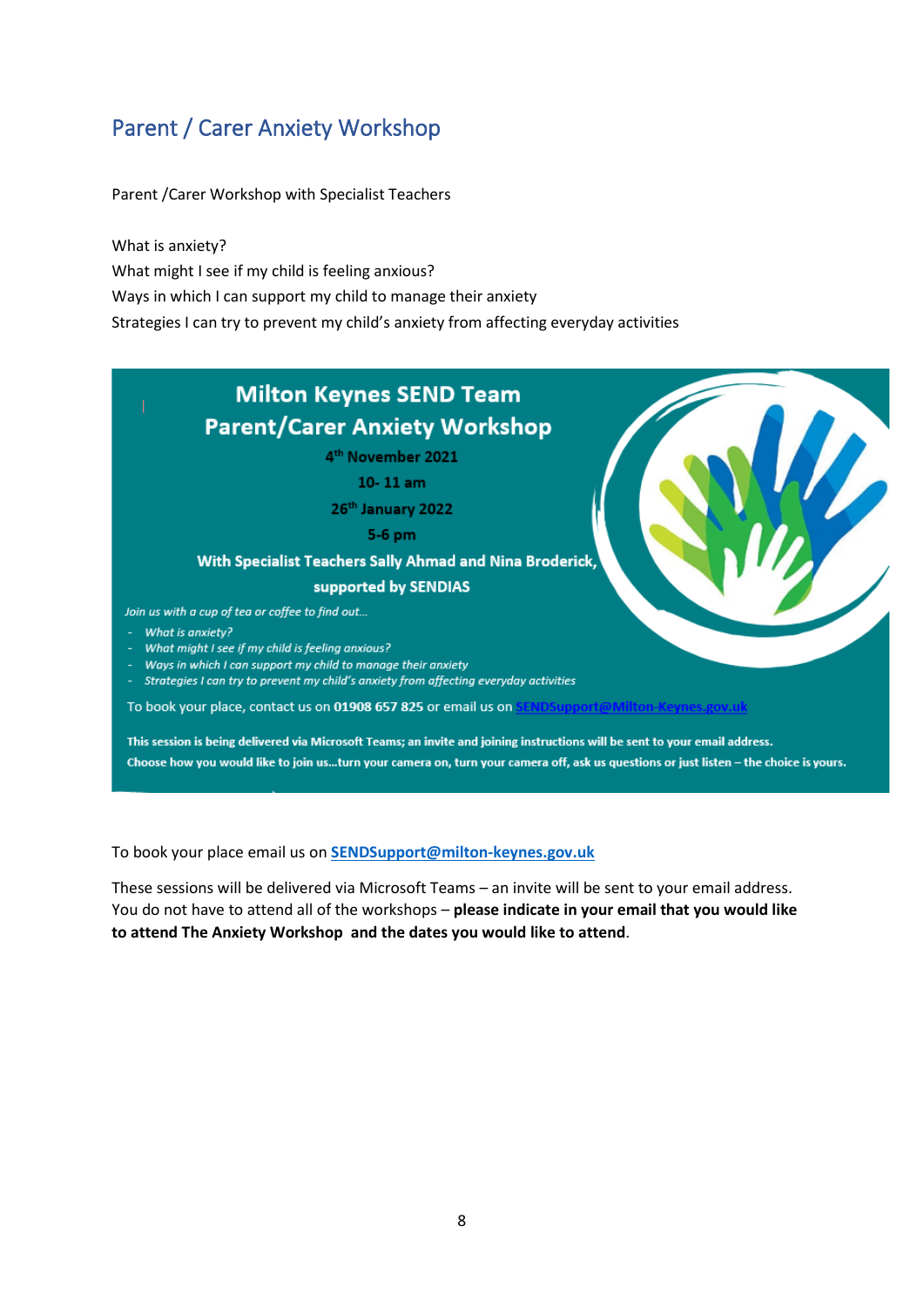## Parent / Carer Anxiety Workshop

Parent /Carer Workshop with Specialist Teachers

What is anxiety?
What might I see if my child is feeling anxious?
Ways in which I can support my child to manage their anxiety
Strategies I can try to prevent my child's anxiety from affecting everyday activities

**Milton Keynes SEND Team**
**Parent/Carer Anxiety Workshop**

**4th November 2021**
**10- 11 am**
**26th January 2022**
**5-6 pm**

**With Specialist Teachers Sally Ahmad and Nina Broderick, supported by SENDIAS**

*Join us with a cup of tea or coffee to find out…*

- *What is anxiety?*
- *What might I see if my child is feeling anxious?*
- *Ways in which I can support my child to manage their anxiety*
- *Strategies I can try to prevent my child's anxiety from affecting everyday activities*

To book your place, contact us on **01908 657 825** or email us on SENDSupport@Milton-Keynes.gov.uk

**This session is being delivered via Microsoft Teams; an invite and joining instructions will be sent to your email address.**
**Choose how you would like to join us…turn your camera on, turn your camera off, ask us questions or just listen – the choice is yours.**

To book your place email us on **SENDSupport@milton-keynes.gov.uk**

These sessions will be delivered via Microsoft Teams – an invite will be sent to your email address. You do not have to attend all of the workshops – **please indicate in your email that you would like to attend The Anxiety Workshop and the dates you would like to attend**.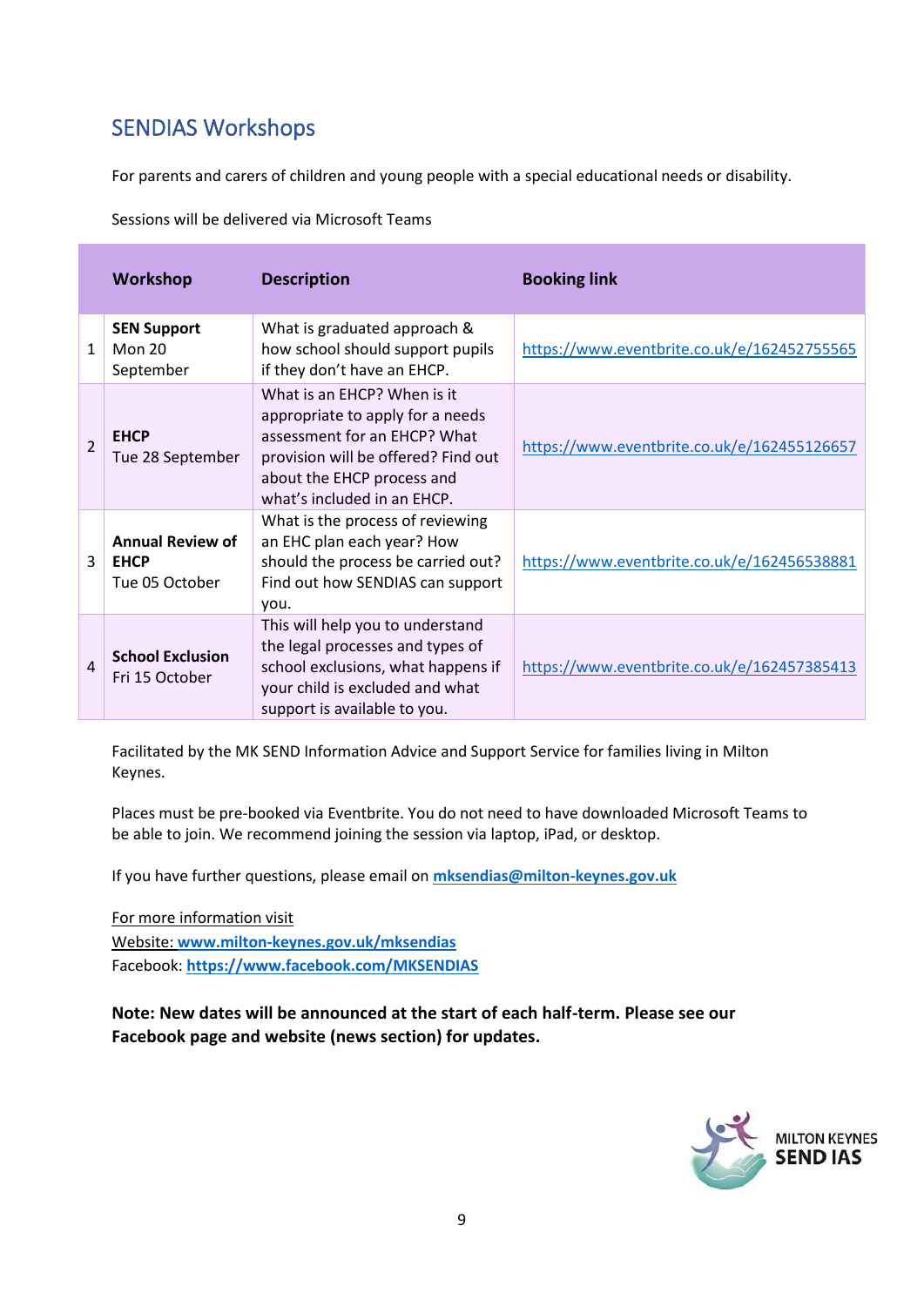## SENDIAS Workshops

For parents and carers of children and young people with a special educational needs or disability.

Sessions will be delivered via Microsoft Teams

| | Workshop | Description | Booking link |
|---|---|---|---|
| 1 | **SEN Support** Mon 20 September | What is graduated approach & how school should support pupils if they don't have an EHCP. | https://www.eventbrite.co.uk/e/162452755565 |
| 2 | **EHCP** Tue 28 September | What is an EHCP? When is it appropriate to apply for a needs assessment for an EHCP? What provision will be offered? Find out about the EHCP process and what's included in an EHCP. | https://www.eventbrite.co.uk/e/162455126657 |
| 3 | **Annual Review of EHCP** Tue 05 October | What is the process of reviewing an EHC plan each year? How should the process be carried out? Find out how SENDIAS can support you. | https://www.eventbrite.co.uk/e/162456538881 |
| 4 | **School Exclusion** Fri 15 October | This will help you to understand the legal processes and types of school exclusions, what happens if your child is excluded and what support is available to you. | https://www.eventbrite.co.uk/e/162457385413 |

Facilitated by the MK SEND Information Advice and Support Service for families living in Milton Keynes.

Places must be pre-booked via Eventbrite. You do not need to have downloaded Microsoft Teams to be able to join. We recommend joining the session via laptop, iPad, or desktop.

If you have further questions, please email on **mksendias@milton-keynes.gov.uk**

For more information visit
Website: **www.milton-keynes.gov.uk/mksendias**
Facebook: **https://www.facebook.com/MKSENDIAS**

**Note: New dates will be announced at the start of each half-term. Please see our Facebook page and website (news section) for updates.**

MILTON KEYNES
**SEND IAS**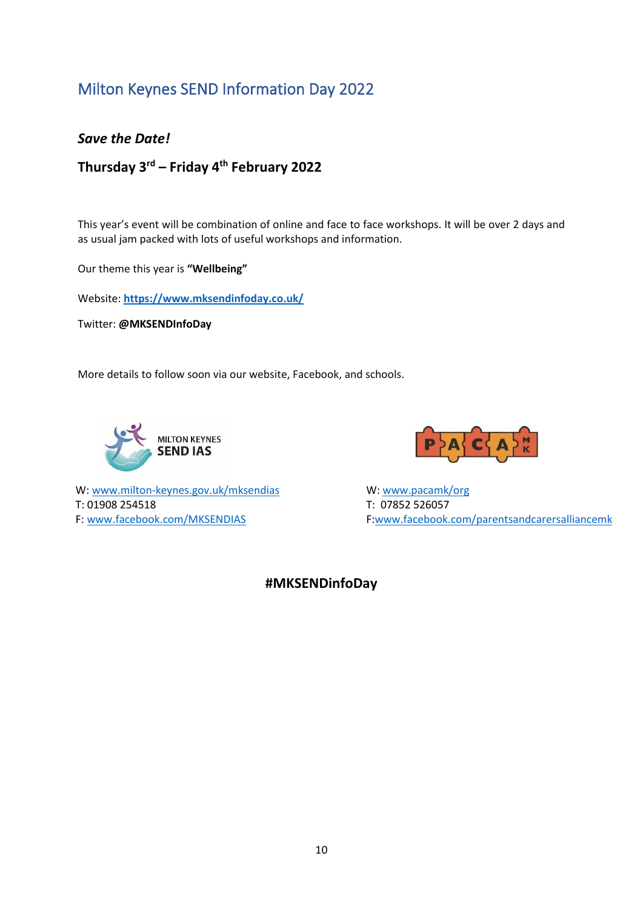# Milton Keynes SEND Information Day 2022

***Save the Date!***

**Thursday 3rd – Friday 4th February 2022**

This year's event will be combination of online and face to face workshops. It will be over 2 days and as usual jam packed with lots of useful workshops and information.

Our theme this year is **"Wellbeing"**

Website: **https://www.mksendinfoday.co.uk/**

Twitter: **@MKSENDInfoDay**

More details to follow soon via our website, Facebook, and schools.

MILTON KEYNES
SEND IAS

W: www.milton-keynes.gov.uk/mksendias
T: 01908 254518
F: www.facebook.com/MKSENDIAS

PACA MK

W: www.pacamk/org
T: 07852 526057
F:www.facebook.com/parentsandcarersalliancemk

**#MKSENDInfoDay**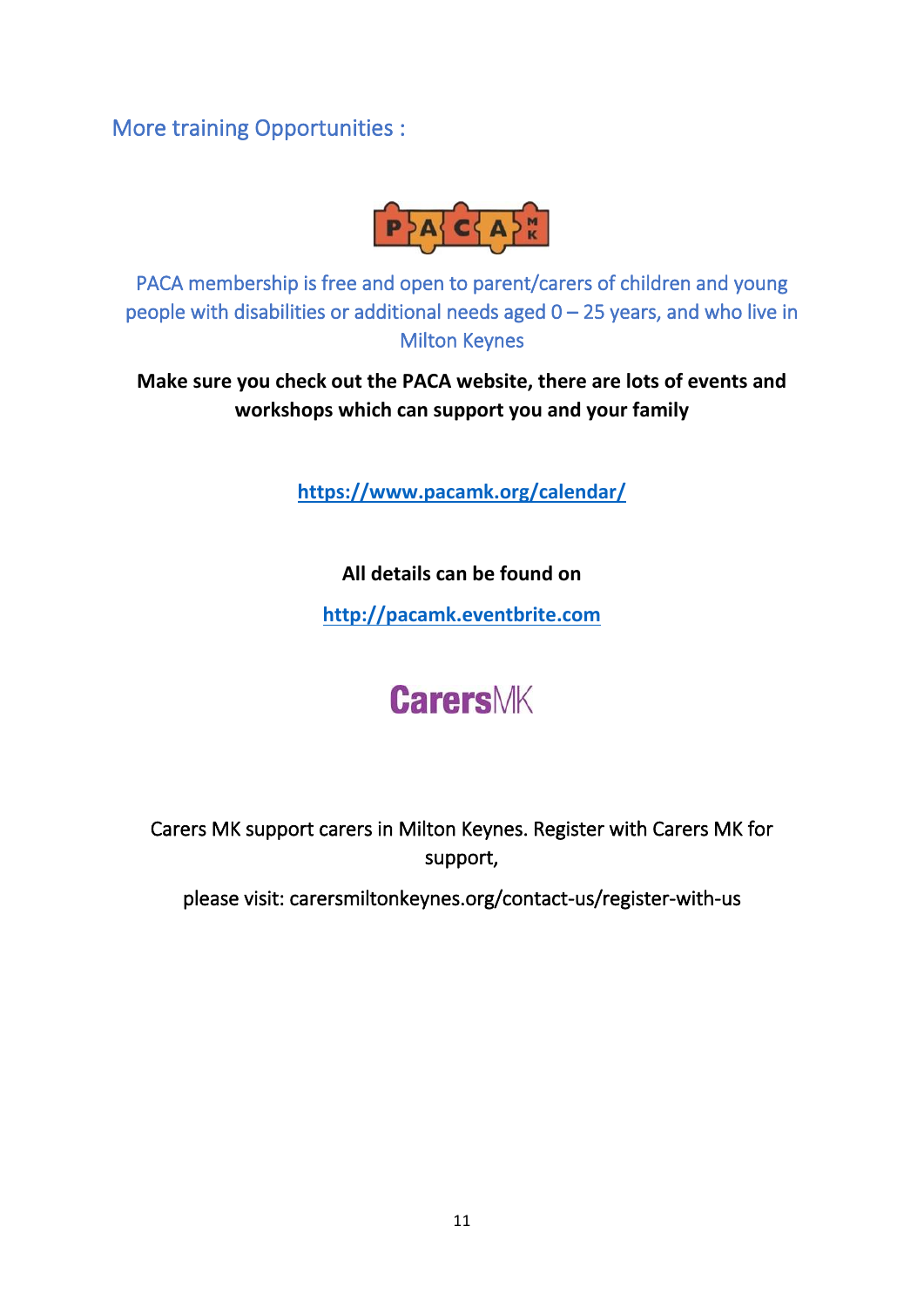## More training Opportunities :

PACA membership is free and open to parent/carers of children and young people with disabilities or additional needs aged 0 – 25 years, and who live in Milton Keynes

**Make sure you check out the PACA website, there are lots of events and workshops which can support you and your family**

**https://www.pacamk.org/calendar/**

**All details can be found on**

**http://pacamk.eventbrite.com**

Carers MK support carers in Milton Keynes. Register with Carers MK for support,

please visit: carersmiltonkeynes.org/contact-us/register-with-us